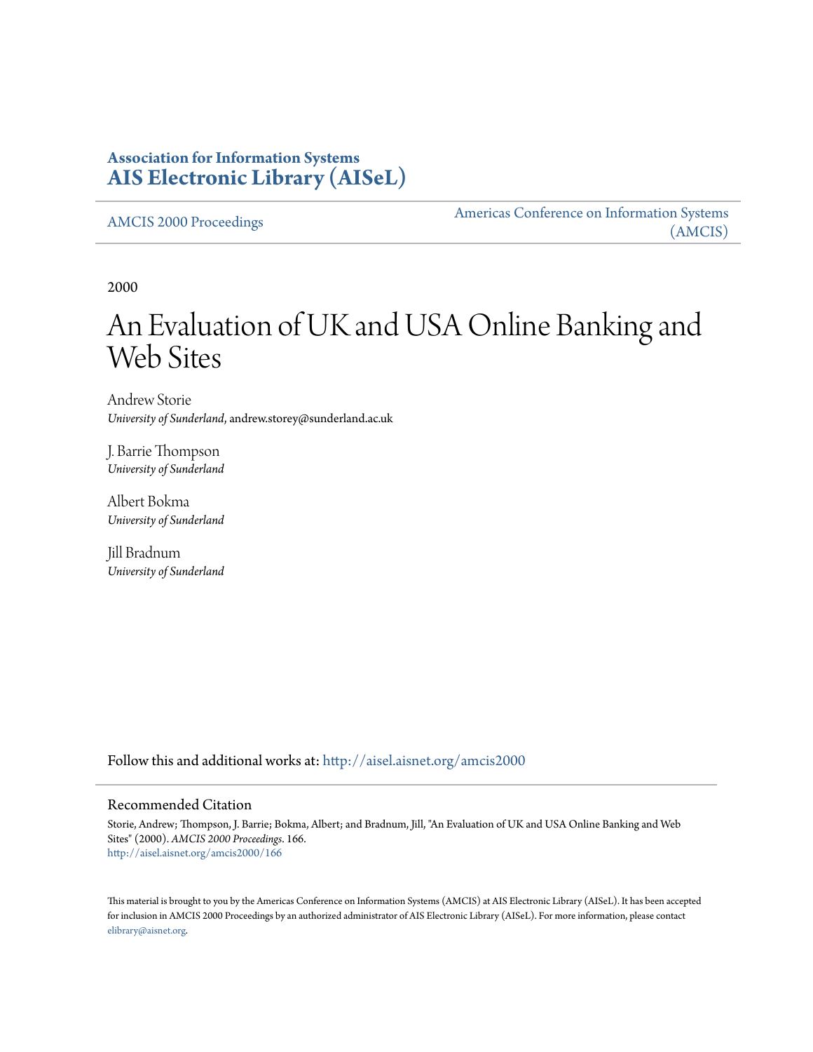**Association for Information Systems**
**AIS Electronic Library (AISeL)**

AMCIS 2000 Proceedings

Americas Conference on Information Systems (AMCIS)

2000

# An Evaluation of UK and USA Online Banking and Web Sites

Andrew Storie
*University of Sunderland*, andrew.storey@sunderland.ac.uk

J. Barrie Thompson
*University of Sunderland*

Albert Bokma
*University of Sunderland*

Jill Bradnum
*University of Sunderland*

Follow this and additional works at: http://aisel.aisnet.org/amcis2000

## Recommended Citation

Storie, Andrew; Thompson, J. Barrie; Bokma, Albert; and Bradnum, Jill, "An Evaluation of UK and USA Online Banking and Web Sites" (2000). *AMCIS 2000 Proceedings*. 166.
http://aisel.aisnet.org/amcis2000/166

This material is brought to you by the Americas Conference on Information Systems (AMCIS) at AIS Electronic Library (AISeL). It has been accepted for inclusion in AMCIS 2000 Proceedings by an authorized administrator of AIS Electronic Library (AISeL). For more information, please contact elibrary@aisnet.org.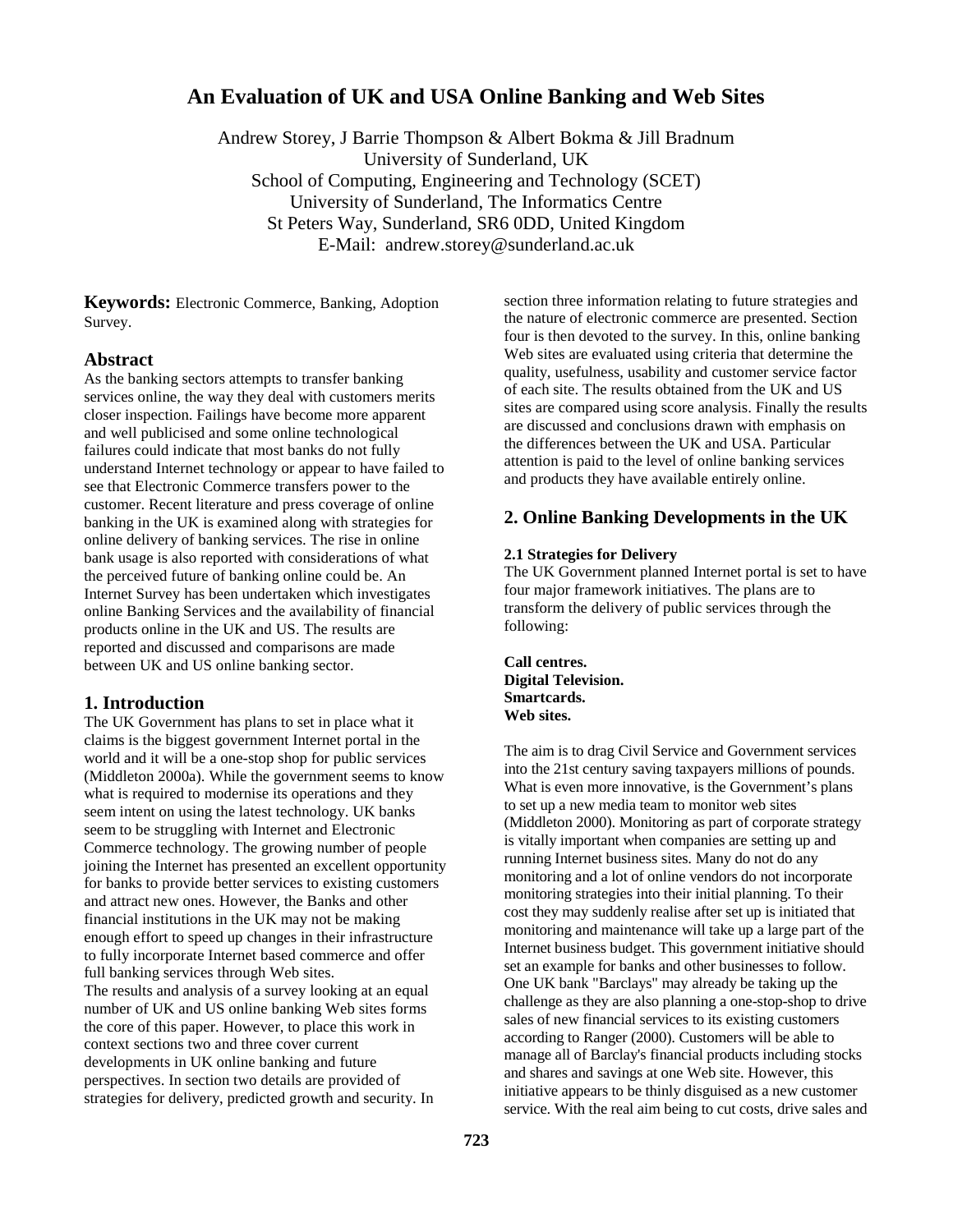# An Evaluation of UK and USA Online Banking and Web Sites

Andrew Storey, J Barrie Thompson & Albert Bokma & Jill Bradnum
University of Sunderland, UK
School of Computing, Engineering and Technology (SCET)
University of Sunderland, The Informatics Centre
St Peters Way, Sunderland, SR6 0DD, United Kingdom
E-Mail: andrew.storey@sunderland.ac.uk

**Keywords:** Electronic Commerce, Banking, Adoption Survey.

## Abstract

As the banking sectors attempts to transfer banking services online, the way they deal with customers merits closer inspection. Failings have become more apparent and well publicised and some online technological failures could indicate that most banks do not fully understand Internet technology or appear to have failed to see that Electronic Commerce transfers power to the customer. Recent literature and press coverage of online banking in the UK is examined along with strategies for online delivery of banking services. The rise in online bank usage is also reported with considerations of what the perceived future of banking online could be. An Internet Survey has been undertaken which investigates online Banking Services and the availability of financial products online in the UK and US. The results are reported and discussed and comparisons are made between UK and US online banking sector.

## 1. Introduction

The UK Government has plans to set in place what it claims is the biggest government Internet portal in the world and it will be a one-stop shop for public services (Middleton 2000a). While the government seems to know what is required to modernise its operations and they seem intent on using the latest technology. UK banks seem to be struggling with Internet and Electronic Commerce technology. The growing number of people joining the Internet has presented an excellent opportunity for banks to provide better services to existing customers and attract new ones. However, the Banks and other financial institutions in the UK may not be making enough effort to speed up changes in their infrastructure to fully incorporate Internet based commerce and offer full banking services through Web sites.
The results and analysis of a survey looking at an equal number of UK and US online banking Web sites forms the core of this paper. However, to place this work in context sections two and three cover current developments in UK online banking and future perspectives. In section two details are provided of strategies for delivery, predicted growth and security. In section three information relating to future strategies and the nature of electronic commerce are presented. Section four is then devoted to the survey. In this, online banking Web sites are evaluated using criteria that determine the quality, usefulness, usability and customer service factor of each site. The results obtained from the UK and US sites are compared using score analysis. Finally the results are discussed and conclusions drawn with emphasis on the differences between the UK and USA. Particular attention is paid to the level of online banking services and products they have available entirely online.

## 2. Online Banking Developments in the UK

### 2.1 Strategies for Delivery

The UK Government planned Internet portal is set to have four major framework initiatives. The plans are to transform the delivery of public services through the following:

**Call centres.**
**Digital Television.**
**Smartcards.**
**Web sites.**

The aim is to drag Civil Service and Government services into the 21st century saving taxpayers millions of pounds. What is even more innovative, is the Government's plans to set up a new media team to monitor web sites (Middleton 2000). Monitoring as part of corporate strategy is vitally important when companies are setting up and running Internet business sites. Many do not do any monitoring and a lot of online vendors do not incorporate monitoring strategies into their initial planning. To their cost they may suddenly realise after set up is initiated that monitoring and maintenance will take up a large part of the Internet business budget. This government initiative should set an example for banks and other businesses to follow. One UK bank "Barclays" may already be taking up the challenge as they are also planning a one-stop-shop to drive sales of new financial services to its existing customers according to Ranger (2000). Customers will be able to manage all of Barclay's financial products including stocks and shares and savings at one Web site. However, this initiative appears to be thinly disguised as a new customer service. With the real aim being to cut costs, drive sales and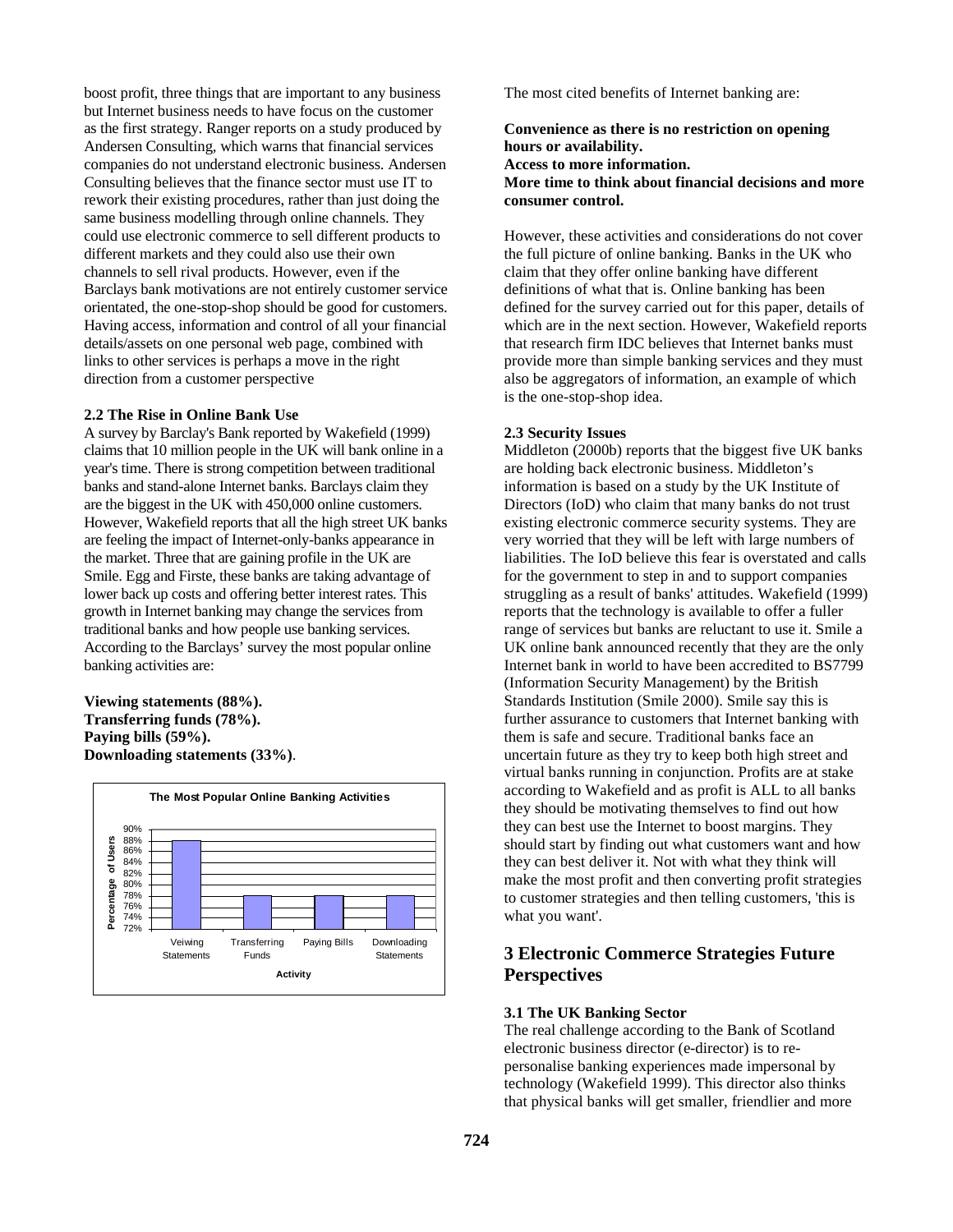boost profit, three things that are important to any business but Internet business needs to have focus on the customer as the first strategy. Ranger reports on a study produced by Andersen Consulting, which warns that financial services companies do not understand electronic business. Andersen Consulting believes that the finance sector must use IT to rework their existing procedures, rather than just doing the same business modelling through online channels. They could use electronic commerce to sell different products to different markets and they could also use their own channels to sell rival products. However, even if the Barclays bank motivations are not entirely customer service orientated, the one-stop-shop should be good for customers. Having access, information and control of all your financial details/assets on one personal web page, combined with links to other services is perhaps a move in the right direction from a customer perspective

### 2.2 The Rise in Online Bank Use

A survey by Barclay's Bank reported by Wakefield (1999) claims that 10 million people in the UK will bank online in a year's time. There is strong competition between traditional banks and stand-alone Internet banks. Barclays claim they are the biggest in the UK with 450,000 online customers. However, Wakefield reports that all the high street UK banks are feeling the impact of Internet-only-banks appearance in the market. Three that are gaining profile in the UK are Smile. Egg and Firste, these banks are taking advantage of lower back up costs and offering better interest rates. This growth in Internet banking may change the services from traditional banks and how people use banking services. According to the Barclays' survey the most popular online banking activities are:

**Viewing statements (88%).**
**Transferring funds (78%).**
**Paying bills (59%).**
**Downloading statements (33%)**.

The Most Popular Online Banking Activities

| Activity | Percentage of Users |
|---|---|
| Veiwing Statements | 88% |
| Transferring Funds | 78% |
| Paying Bills | 78% |
| Downloading Statements | 78% |

The most cited benefits of Internet banking are:

**Convenience as there is no restriction on opening hours or availability.**
**Access to more information.**
**More time to think about financial decisions and more consumer control.**

However, these activities and considerations do not cover the full picture of online banking. Banks in the UK who claim that they offer online banking have different definitions of what that is. Online banking has been defined for the survey carried out for this paper, details of which are in the next section. However, Wakefield reports that research firm IDC believes that Internet banks must provide more than simple banking services and they must also be aggregators of information, an example of which is the one-stop-shop idea.

### 2.3 Security Issues

Middleton (2000b) reports that the biggest five UK banks are holding back electronic business. Middleton's information is based on a study by the UK Institute of Directors (IoD) who claim that many banks do not trust existing electronic commerce security systems. They are very worried that they will be left with large numbers of liabilities. The IoD believe this fear is overstated and calls for the government to step in and to support companies struggling as a result of banks' attitudes. Wakefield (1999) reports that the technology is available to offer a fuller range of services but banks are reluctant to use it. Smile a UK online bank announced recently that they are the only Internet bank in world to have been accredited to BS7799 (Information Security Management) by the British Standards Institution (Smile 2000). Smile say this is further assurance to customers that Internet banking with them is safe and secure. Traditional banks face an uncertain future as they try to keep both high street and virtual banks running in conjunction. Profits are at stake according to Wakefield and as profit is ALL to all banks they should be motivating themselves to find out how they can best use the Internet to boost margins. They should start by finding out what customers want and how they can best deliver it. Not with what they think will make the most profit and then converting profit strategies to customer strategies and then telling customers, 'this is what you want'.

## 3 Electronic Commerce Strategies Future Perspectives

### 3.1 The UK Banking Sector

The real challenge according to the Bank of Scotland electronic business director (e-director) is to re-personalise banking experiences made impersonal by technology (Wakefield 1999). This director also thinks that physical banks will get smaller, friendlier and more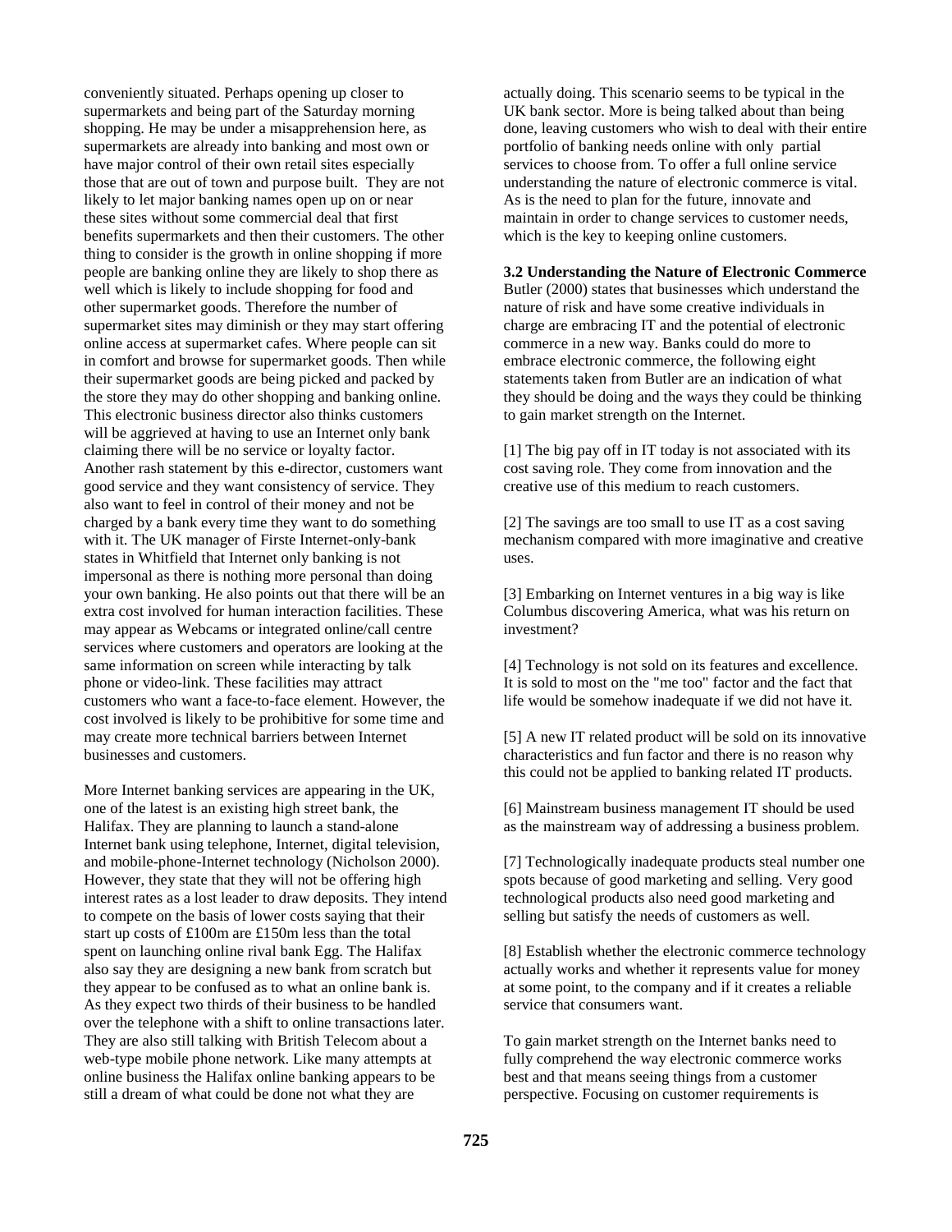conveniently situated. Perhaps opening up closer to supermarkets and being part of the Saturday morning shopping. He may be under a misapprehension here, as supermarkets are already into banking and most own or have major control of their own retail sites especially those that are out of town and purpose built. They are not likely to let major banking names open up on or near these sites without some commercial deal that first benefits supermarkets and then their customers. The other thing to consider is the growth in online shopping if more people are banking online they are likely to shop there as well which is likely to include shopping for food and other supermarket goods. Therefore the number of supermarket sites may diminish or they may start offering online access at supermarket cafes. Where people can sit in comfort and browse for supermarket goods. Then while their supermarket goods are being picked and packed by the store they may do other shopping and banking online. This electronic business director also thinks customers will be aggrieved at having to use an Internet only bank claiming there will be no service or loyalty factor. Another rash statement by this e-director, customers want good service and they want consistency of service. They also want to feel in control of their money and not be charged by a bank every time they want to do something with it. The UK manager of Firste Internet-only-bank states in Whitfield that Internet only banking is not impersonal as there is nothing more personal than doing your own banking. He also points out that there will be an extra cost involved for human interaction facilities. These may appear as Webcams or integrated online/call centre services where customers and operators are looking at the same information on screen while interacting by talk phone or video-link. These facilities may attract customers who want a face-to-face element. However, the cost involved is likely to be prohibitive for some time and may create more technical barriers between Internet businesses and customers.

More Internet banking services are appearing in the UK, one of the latest is an existing high street bank, the Halifax. They are planning to launch a stand-alone Internet bank using telephone, Internet, digital television, and mobile-phone-Internet technology (Nicholson 2000). However, they state that they will not be offering high interest rates as a lost leader to draw deposits. They intend to compete on the basis of lower costs saying that their start up costs of £100m are £150m less than the total spent on launching online rival bank Egg. The Halifax also say they are designing a new bank from scratch but they appear to be confused as to what an online bank is. As they expect two thirds of their business to be handled over the telephone with a shift to online transactions later. They are also still talking with British Telecom about a web-type mobile phone network. Like many attempts at online business the Halifax online banking appears to be still a dream of what could be done not what they are actually doing. This scenario seems to be typical in the UK bank sector. More is being talked about than being done, leaving customers who wish to deal with their entire portfolio of banking needs online with only partial services to choose from. To offer a full online service understanding the nature of electronic commerce is vital. As is the need to plan for the future, innovate and maintain in order to change services to customer needs, which is the key to keeping online customers.

### 3.2 Understanding the Nature of Electronic Commerce

Butler (2000) states that businesses which understand the nature of risk and have some creative individuals in charge are embracing IT and the potential of electronic commerce in a new way. Banks could do more to embrace electronic commerce, the following eight statements taken from Butler are an indication of what they should be doing and the ways they could be thinking to gain market strength on the Internet.

[1] The big pay off in IT today is not associated with its cost saving role. They come from innovation and the creative use of this medium to reach customers.

[2] The savings are too small to use IT as a cost saving mechanism compared with more imaginative and creative uses.

[3] Embarking on Internet ventures in a big way is like Columbus discovering America, what was his return on investment?

[4] Technology is not sold on its features and excellence. It is sold to most on the "me too" factor and the fact that life would be somehow inadequate if we did not have it.

[5] A new IT related product will be sold on its innovative characteristics and fun factor and there is no reason why this could not be applied to banking related IT products.

[6] Mainstream business management IT should be used as the mainstream way of addressing a business problem.

[7] Technologically inadequate products steal number one spots because of good marketing and selling. Very good technological products also need good marketing and selling but satisfy the needs of customers as well.

[8] Establish whether the electronic commerce technology actually works and whether it represents value for money at some point, to the company and if it creates a reliable service that consumers want.

To gain market strength on the Internet banks need to fully comprehend the way electronic commerce works best and that means seeing things from a customer perspective. Focusing on customer requirements is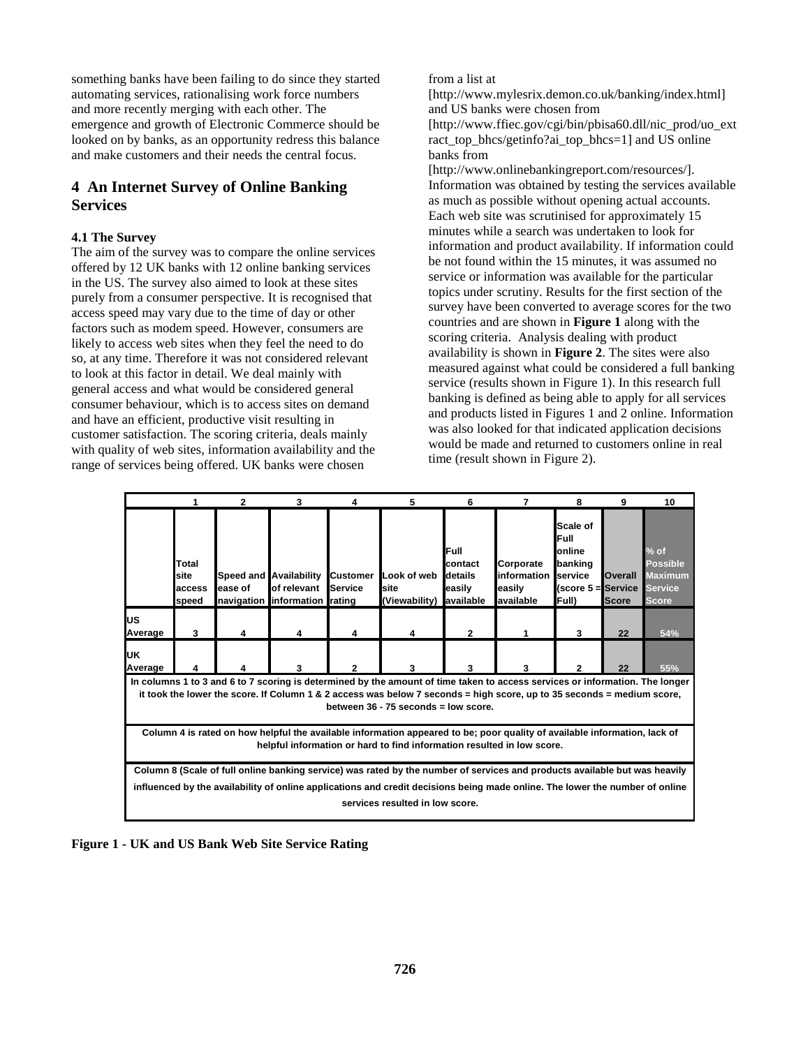something banks have been failing to do since they started automating services, rationalising work force numbers and more recently merging with each other. The emergence and growth of Electronic Commerce should be looked on by banks, as an opportunity redress this balance and make customers and their needs the central focus.

## 4 An Internet Survey of Online Banking Services

### 4.1 The Survey

The aim of the survey was to compare the online services offered by 12 UK banks with 12 online banking services in the US. The survey also aimed to look at these sites purely from a consumer perspective. It is recognised that access speed may vary due to the time of day or other factors such as modem speed. However, consumers are likely to access web sites when they feel the need to do so, at any time. Therefore it was not considered relevant to look at this factor in detail. We deal mainly with general access and what would be considered general consumer behaviour, which is to access sites on demand and have an efficient, productive visit resulting in customer satisfaction. The scoring criteria, deals mainly with quality of web sites, information availability and the range of services being offered. UK banks were chosen from a list at [http://www.mylesrix.demon.co.uk/banking/index.html] and US banks were chosen from [http://www.ffiec.gov/cgi/bin/pbisa60.dll/nic_prod/uo_extract_top_bhcs/getinfo?ai_top_bhcs=1] and US online banks from [http://www.onlinebankingreport.com/resources/]. Information was obtained by testing the services available as much as possible without opening actual accounts. Each web site was scrutinised for approximately 15 minutes while a search was undertaken to look for information and product availability. If information could be not found within the 15 minutes, it was assumed no service or information was available for the particular topics under scrutiny. Results for the first section of the survey have been converted to average scores for the two countries and are shown in **Figure 1** along with the scoring criteria. Analysis dealing with product availability is shown in **Figure 2**. The sites were also measured against what could be considered a full banking service (results shown in Figure 1). In this research full banking is defined as being able to apply for all services and products listed in Figures 1 and 2 online. Information was also looked for that indicated application decisions would be made and returned to customers online in real time (result shown in Figure 2).

| | 1 | 2 | 3 | 4 | 5 | 6 | 7 | 8 | 9 | 10 |
|---|---|---|---|---|---|---|---|---|---|---|
| | Total site access speed | Speed and ease of navigation | Availability of relevant information | Customer Service rating | Look of web site (Viewability) | Full contact details easily available | Corporate information easily available | Scale of Full online banking service (score 5 = Full) | Overall Service Score | % of Possible Maximum Service Score |
| US Average | 3 | 4 | 4 | 4 | 4 | 2 | 1 | 3 | 22 | 54% |
| UK Average | 4 | 4 | 3 | 2 | 3 | 3 | 3 | 2 | 22 | 55% |

In columns 1 to 3 and 6 to 7 scoring is determined by the amount of time taken to access services or information. The longer it took the lower the score. If Column 1 & 2 access was below 7 seconds = high score, up to 35 seconds = medium score, between 36 - 75 seconds = low score.

Column 4 is rated on how helpful the available information appeared to be; poor quality of available information, lack of helpful information or hard to find information resulted in low score.

Column 8 (Scale of full online banking service) was rated by the number of services and products available but was heavily influenced by the availability of online applications and credit decisions being made online. The lower the number of online services resulted in low score.

**Figure 1 - UK and US Bank Web Site Service Rating**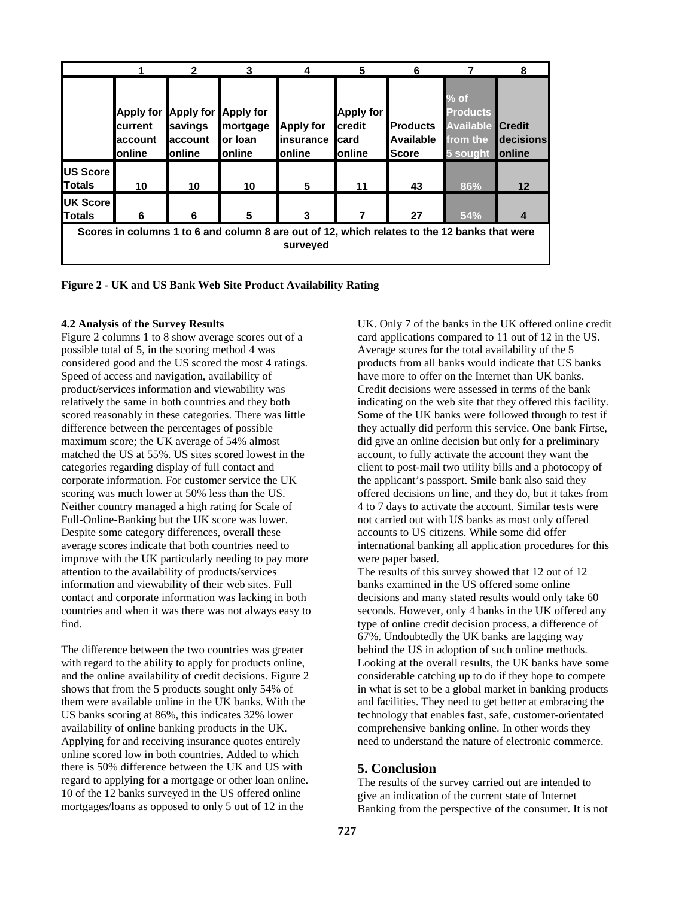| | 1 | 2 | 3 | 4 | 5 | 6 | 7 | 8 |
|---|---|---|---|---|---|---|---|---|
| | Apply for current account online | Apply for savings account online | Apply for mortgage or loan online | Apply for insurance online | Apply for credit card online | Products Available Score | % of Products Available from the 5 sought | Credit decisions online |
| US Score Totals | 10 | 10 | 10 | 5 | 11 | 43 | 86% | 12 |
| UK Score Totals | 6 | 6 | 5 | 3 | 7 | 27 | 54% | 4 |
| Scores in columns 1 to 6 and column 8 are out of 12, which relates to the 12 banks that were surveyed | | | | | | | | |

**Figure 2 - UK and US Bank Web Site Product Availability Rating**

**4.2 Analysis of the Survey Results**

Figure 2 columns 1 to 8 show average scores out of a possible total of 5, in the scoring method 4 was considered good and the US scored the most 4 ratings. Speed of access and navigation, availability of product/services information and viewability was relatively the same in both countries and they both scored reasonably in these categories. There was little difference between the percentages of possible maximum score; the UK average of 54% almost matched the US at 55%. US sites scored lowest in the categories regarding display of full contact and corporate information. For customer service the UK scoring was much lower at 50% less than the US. Neither country managed a high rating for Scale of Full-Online-Banking but the UK score was lower. Despite some category differences, overall these average scores indicate that both countries need to improve with the UK particularly needing to pay more attention to the availability of products/services information and viewability of their web sites. Full contact and corporate information was lacking in both countries and when it was there was not always easy to find.

The difference between the two countries was greater with regard to the ability to apply for products online, and the online availability of credit decisions. Figure 2 shows that from the 5 products sought only 54% of them were available online in the UK banks. With the US banks scoring at 86%, this indicates 32% lower availability of online banking products in the UK. Applying for and receiving insurance quotes entirely online scored low in both countries. Added to which there is 50% difference between the UK and US with regard to applying for a mortgage or other loan online. 10 of the 12 banks surveyed in the US offered online mortgages/loans as opposed to only 5 out of 12 in the UK. Only 7 of the banks in the UK offered online credit card applications compared to 11 out of 12 in the US. Average scores for the total availability of the 5 products from all banks would indicate that US banks have more to offer on the Internet than UK banks. Credit decisions were assessed in terms of the bank indicating on the web site that they offered this facility. Some of the UK banks were followed through to test if they actually did perform this service. One bank Firtse, did give an online decision but only for a preliminary account, to fully activate the account they want the client to post-mail two utility bills and a photocopy of the applicant's passport. Smile bank also said they offered decisions on line, and they do, but it takes from 4 to 7 days to activate the account. Similar tests were not carried out with US banks as most only offered accounts to US citizens. While some did offer international banking all application procedures for this were paper based.

The results of this survey showed that 12 out of 12 banks examined in the US offered some online decisions and many stated results would only take 60 seconds. However, only 4 banks in the UK offered any type of online credit decision process, a difference of 67%. Undoubtedly the UK banks are lagging way behind the US in adoption of such online methods. Looking at the overall results, the UK banks have some considerable catching up to do if they hope to compete in what is set to be a global market in banking products and facilities. They need to get better at embracing the technology that enables fast, safe, customer-orientated comprehensive banking online. In other words they need to understand the nature of electronic commerce.

## 5. Conclusion

The results of the survey carried out are intended to give an indication of the current state of Internet Banking from the perspective of the consumer. It is not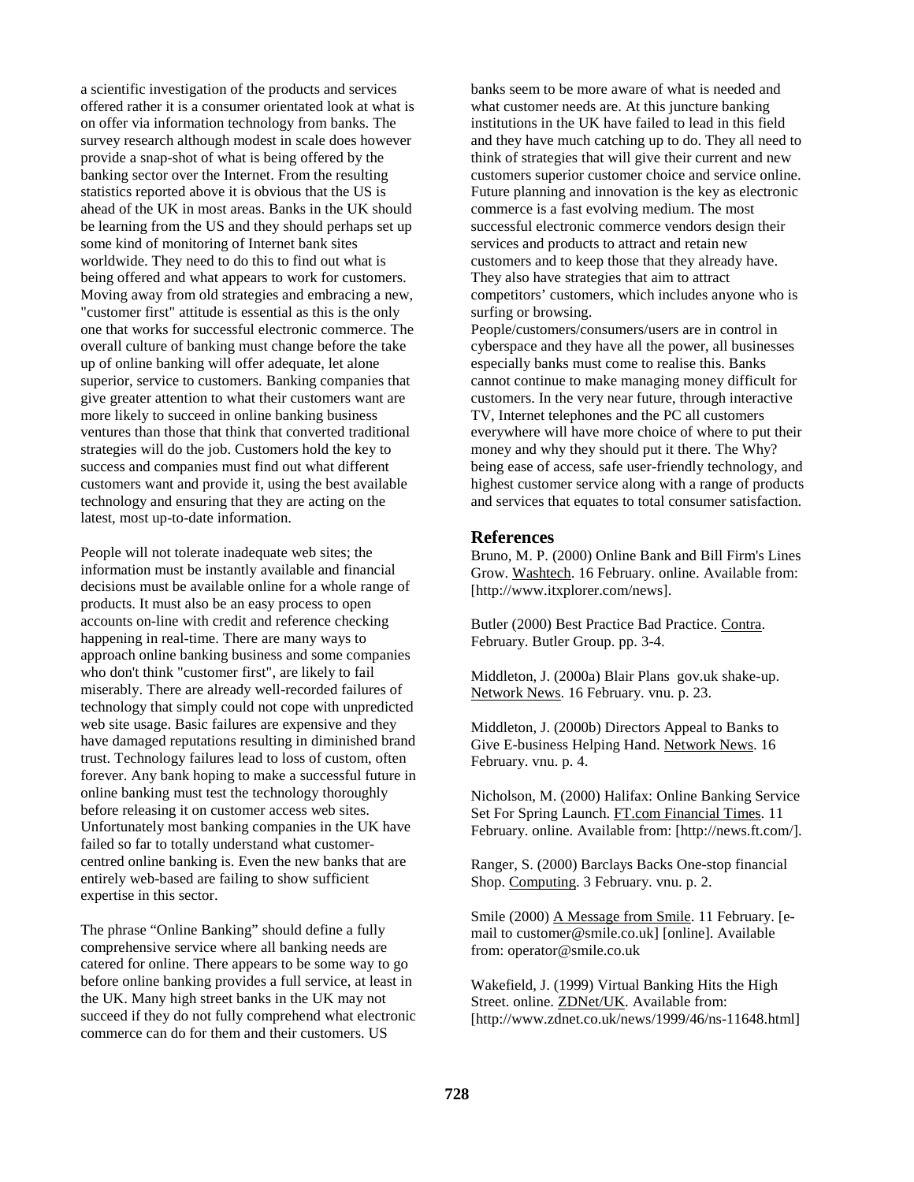a scientific investigation of the products and services offered rather it is a consumer orientated look at what is on offer via information technology from banks. The survey research although modest in scale does however provide a snap-shot of what is being offered by the banking sector over the Internet. From the resulting statistics reported above it is obvious that the US is ahead of the UK in most areas. Banks in the UK should be learning from the US and they should perhaps set up some kind of monitoring of Internet bank sites worldwide. They need to do this to find out what is being offered and what appears to work for customers. Moving away from old strategies and embracing a new, "customer first" attitude is essential as this is the only one that works for successful electronic commerce. The overall culture of banking must change before the take up of online banking will offer adequate, let alone superior, service to customers. Banking companies that give greater attention to what their customers want are more likely to succeed in online banking business ventures than those that think that converted traditional strategies will do the job. Customers hold the key to success and companies must find out what different customers want and provide it, using the best available technology and ensuring that they are acting on the latest, most up-to-date information.

People will not tolerate inadequate web sites; the information must be instantly available and financial decisions must be available online for a whole range of products. It must also be an easy process to open accounts on-line with credit and reference checking happening in real-time. There are many ways to approach online banking business and some companies who don't think "customer first", are likely to fail miserably. There are already well-recorded failures of technology that simply could not cope with unpredicted web site usage. Basic failures are expensive and they have damaged reputations resulting in diminished brand trust. Technology failures lead to loss of custom, often forever. Any bank hoping to make a successful future in online banking must test the technology thoroughly before releasing it on customer access web sites. Unfortunately most banking companies in the UK have failed so far to totally understand what customer-centred online banking is. Even the new banks that are entirely web-based are failing to show sufficient expertise in this sector.

The phrase "Online Banking" should define a fully comprehensive service where all banking needs are catered for online. There appears to be some way to go before online banking provides a full service, at least in the UK. Many high street banks in the UK may not succeed if they do not fully comprehend what electronic commerce can do for them and their customers. US banks seem to be more aware of what is needed and what customer needs are. At this juncture banking institutions in the UK have failed to lead in this field and they have much catching up to do. They all need to think of strategies that will give their current and new customers superior customer choice and service online. Future planning and innovation is the key as electronic commerce is a fast evolving medium. The most successful electronic commerce vendors design their services and products to attract and retain new customers and to keep those that they already have. They also have strategies that aim to attract competitors' customers, which includes anyone who is surfing or browsing.

People/customers/consumers/users are in control in cyberspace and they have all the power, all businesses especially banks must come to realise this. Banks cannot continue to make managing money difficult for customers. In the very near future, through interactive TV, Internet telephones and the PC all customers everywhere will have more choice of where to put their money and why they should put it there. The Why? being ease of access, safe user-friendly technology, and highest customer service along with a range of products and services that equates to total consumer satisfaction.

## References

Bruno, M. P. (2000) Online Bank and Bill Firm's Lines Grow. Washtech. 16 February. online. Available from: [http://www.itxplorer.com/news].

Butler (2000) Best Practice Bad Practice. Contra. February. Butler Group. pp. 3-4.

Middleton, J. (2000a) Blair Plans gov.uk shake-up. Network News. 16 February. vnu. p. 23.

Middleton, J. (2000b) Directors Appeal to Banks to Give E-business Helping Hand. Network News. 16 February. vnu. p. 4.

Nicholson, M. (2000) Halifax: Online Banking Service Set For Spring Launch. FT.com Financial Times. 11 February. online. Available from: [http://news.ft.com/].

Ranger, S. (2000) Barclays Backs One-stop financial Shop. Computing. 3 February. vnu. p. 2.

Smile (2000) A Message from Smile. 11 February. [e-mail to customer@smile.co.uk] [online]. Available from: operator@smile.co.uk

Wakefield, J. (1999) Virtual Banking Hits the High Street. online. ZDNet/UK. Available from: [http://www.zdnet.co.uk/news/1999/46/ns-11648.html]